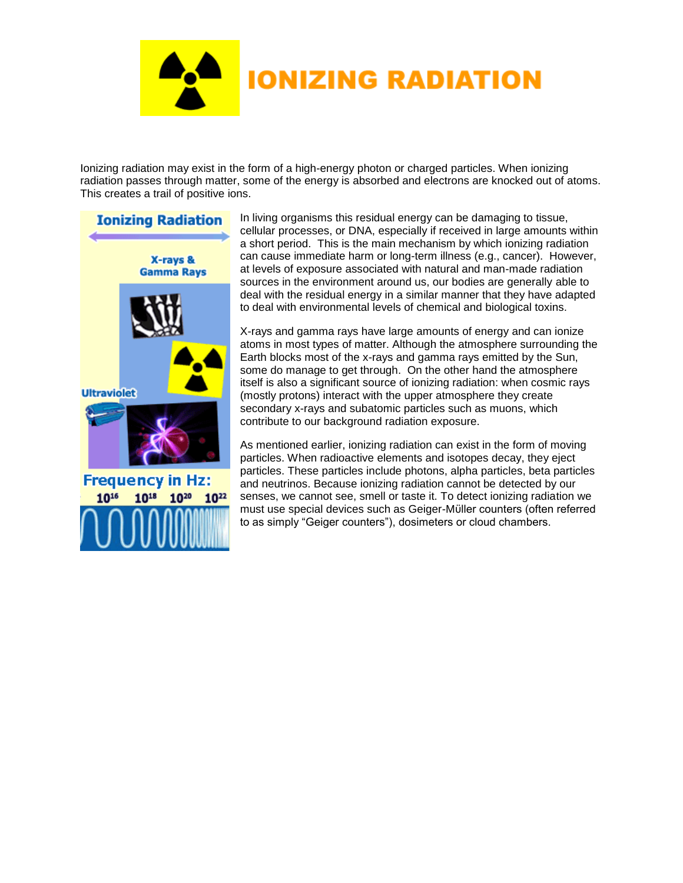# IONIZING RADIATION

Ionizing radiation may exist in the form of a high-energy photon or charged particles. When ionizing radiation passes through matter, some of the energy is absorbed and electrons are knocked out of atoms. This creates a trail of positive ions.

Ionizing Radiation

X-rays & Gamma Rays

Ultraviolet

Frequency in Hz: $10^{16}$ $10^{18}$ $10^{20}$ $10^{22}$

In living organisms this residual energy can be damaging to tissue, cellular processes, or DNA, especially if received in large amounts within a short period. This is the main mechanism by which ionizing radiation can cause immediate harm or long-term illness (e.g., cancer). However, at levels of exposure associated with natural and man-made radiation sources in the environment around us, our bodies are generally able to deal with the residual energy in a similar manner that they have adapted to deal with environmental levels of chemical and biological toxins.

X-rays and gamma rays have large amounts of energy and can ionize atoms in most types of matter. Although the atmosphere surrounding the Earth blocks most of the x-rays and gamma rays emitted by the Sun, some do manage to get through. On the other hand the atmosphere itself is also a significant source of ionizing radiation: when cosmic rays (mostly protons) interact with the upper atmosphere they create secondary x-rays and subatomic particles such as muons, which contribute to our background radiation exposure.

As mentioned earlier, ionizing radiation can exist in the form of moving particles. When radioactive elements and isotopes decay, they eject particles. These particles include photons, alpha particles, beta particles and neutrinos. Because ionizing radiation cannot be detected by our senses, we cannot see, smell or taste it. To detect ionizing radiation we must use special devices such as Geiger-Müller counters (often referred to as simply "Geiger counters"), dosimeters or cloud chambers.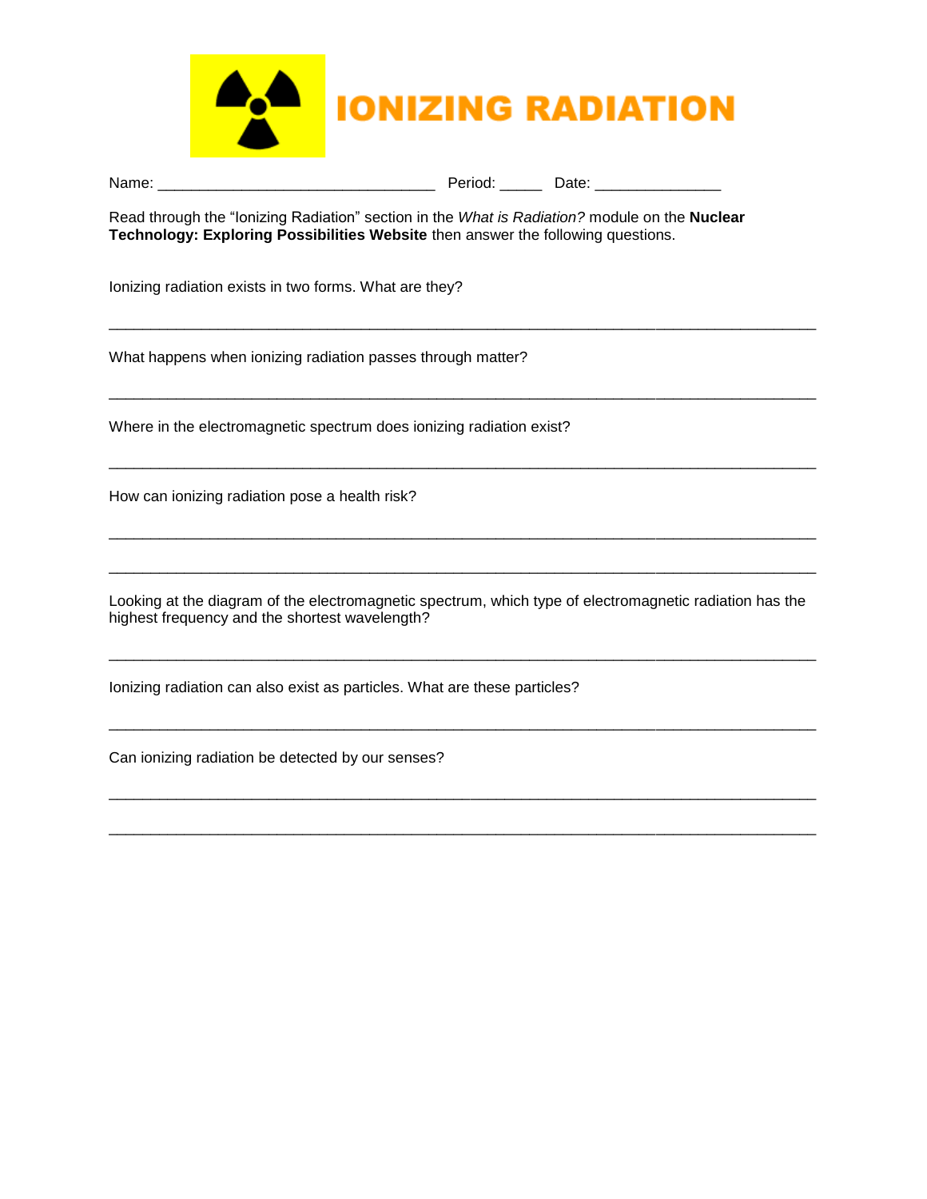# IONIZING RADIATION

Name: ________________________________ Period: _____ Date: _______________

Read through the "Ionizing Radiation" section in the *What is Radiation?* module on the **Nuclear Technology: Exploring Possibilities Website** then answer the following questions.

Ionizing radiation exists in two forms. What are they?

_______________________________________________________________________________

What happens when ionizing radiation passes through matter?

_______________________________________________________________________________

Where in the electromagnetic spectrum does ionizing radiation exist?

_______________________________________________________________________________

How can ionizing radiation pose a health risk?

_______________________________________________________________________________

_______________________________________________________________________________

Looking at the diagram of the electromagnetic spectrum, which type of electromagnetic radiation has the highest frequency and the shortest wavelength?

_______________________________________________________________________________

Ionizing radiation can also exist as particles. What are these particles?

_______________________________________________________________________________

Can ionizing radiation be detected by our senses?

_______________________________________________________________________________

_______________________________________________________________________________